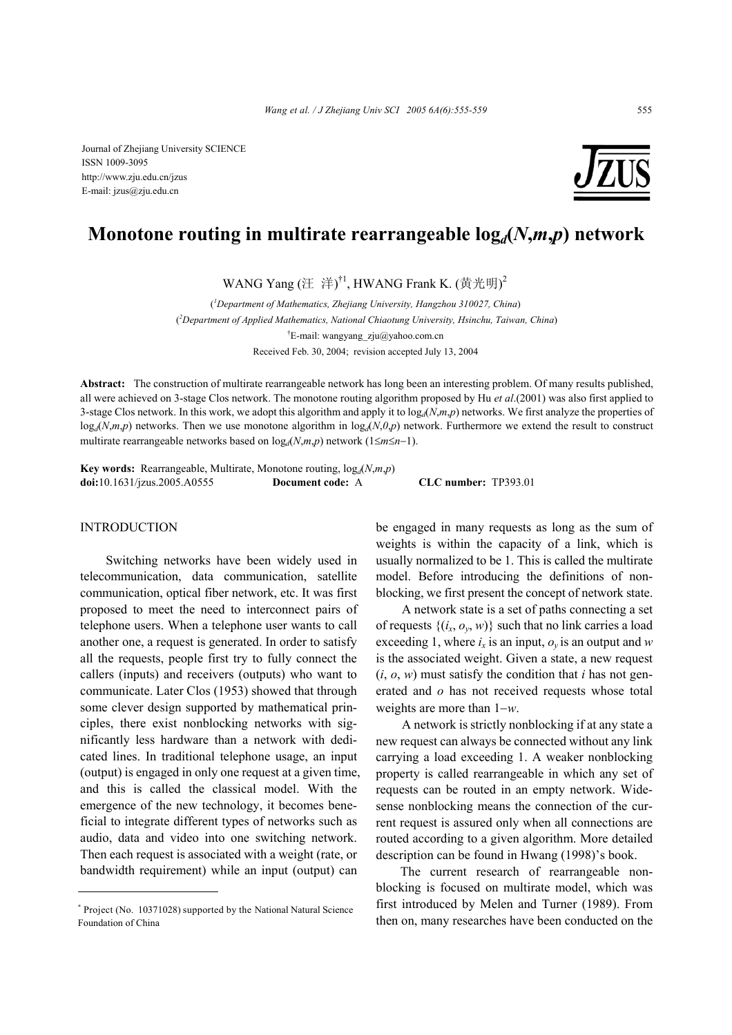Journal of Zhejiang University SCIENCE
ISSN 1009-3095
http://www.zju.edu.cn/jzus
E-mail: jzus@zju.edu.cn

# Monotone routing in multirate rearrangeable $\log_d(N,m,p)$ network

WANG Yang (汪 洋)[†1], HWANG Frank K. (黄光明)[2]

([1]Department of Mathematics, Zhejiang University, Hangzhou 310027, China)

([2]Department of Applied Mathematics, National Chiaotung University, Hsinchu, Taiwan, China)

[†]E-mail: wangyang_zju@yahoo.com.cn

Received Feb. 30, 2004; revision accepted July 13, 2004

**Abstract:** The construction of multirate rearrangeable network has long been an interesting problem. Of many results published, all were achieved on 3-stage Clos network. The monotone routing algorithm proposed by Hu *et al*.(2001) was also first applied to 3-stage Clos network. In this work, we adopt this algorithm and apply it to $\log_d(N,m,p)$ networks. We first analyze the properties of $\log_d(N,m,p)$ networks. Then we use monotone algorithm in $\log_d(N,0,p)$ network. Furthermore we extend the result to construct multirate rearrangeable networks based on $\log_d(N,m,p)$ network ($1\leq m\leq n-1$).

**Key words:** Rearrangeable, Multirate, Monotone routing, $\log_d(N,m,p)$
**doi:**10.1631/jzus.2005.A0555 **Document code:** A **CLC number:** TP393.01

## INTRODUCTION

Switching networks have been widely used in telecommunication, data communication, satellite communication, optical fiber network, etc. It was first proposed to meet the need to interconnect pairs of telephone users. When a telephone user wants to call another one, a request is generated. In order to satisfy all the requests, people first try to fully connect the callers (inputs) and receivers (outputs) who want to communicate. Later Clos (1953) showed that through some clever design supported by mathematical principles, there exist nonblocking networks with significantly less hardware than a network with dedicated lines. In traditional telephone usage, an input (output) is engaged in only one request at a given time, and this is called the classical model. With the emergence of the new technology, it becomes beneficial to integrate different types of networks such as audio, data and video into one switching network. Then each request is associated with a weight (rate, or bandwidth requirement) while an input (output) can be engaged in many requests as long as the sum of weights is within the capacity of a link, which is usually normalized to be 1. This is called the multirate model. Before introducing the definitions of nonblocking, we first present the concept of network state.

A network state is a set of paths connecting a set of requests $\{(i_x, o_y, w)\}$ such that no link carries a load exceeding 1, where $i_x$ is an input, $o_y$ is an output and $w$ is the associated weight. Given a state, a new request $(i, o, w)$ must satisfy the condition that $i$ has not generated and $o$ has not received requests whose total weights are more than $1-w$.

A network is strictly nonblocking if at any state a new request can always be connected without any link carrying a load exceeding 1. A weaker nonblocking property is called rearrangeable in which any set of requests can be routed in an empty network. Wide-sense nonblocking means the connection of the current request is assured only when all connections are routed according to a given algorithm. More detailed description can be found in Hwang (1998)'s book.

The current research of rearrangeable nonblocking is focused on multirate model, which was first introduced by Melen and Turner (1989). From then on, many researches have been conducted on the

---

\* Project (No. 10371028) supported by the National Natural Science Foundation of China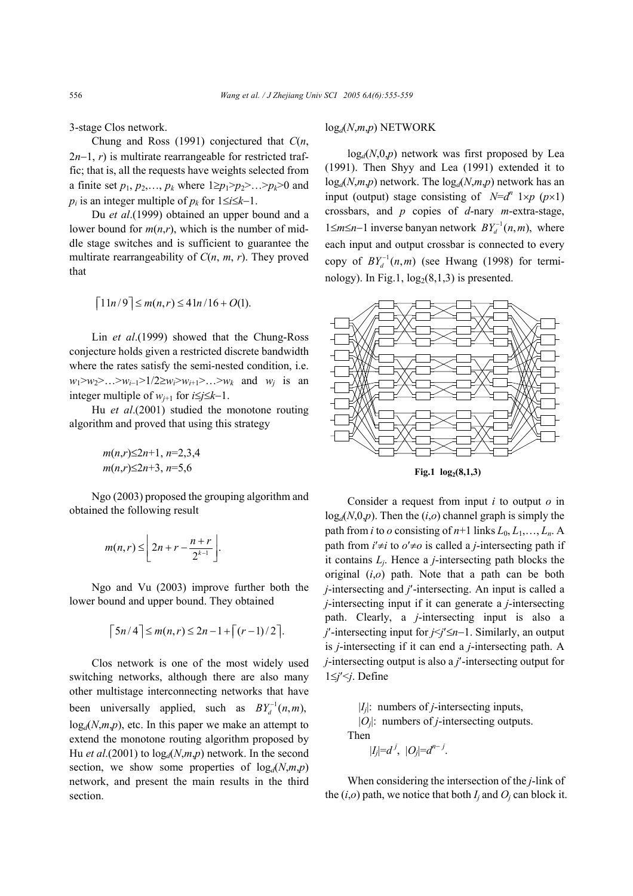3-stage Clos network.

Chung and Ross (1991) conjectured that $C(n, 2n-1, r)$ is multirate rearrangeable for restricted traffic; that is, all the requests have weights selected from a finite set $p_1, p_2, \ldots, p_k$ where $1 \geq p_1 > p_2 > \ldots > p_k > 0$ and $p_i$ is an integer multiple of $p_k$ for $1 \leq i \leq k-1$.

Du *et al*.(1999) obtained an upper bound and a lower bound for $m(n,r)$, which is the number of middle stage switches and is sufficient to guarantee the multirate rearrangeability of $C(n, m, r)$. They proved that

$$\lceil 11n/9 \rceil \leq m(n,r) \leq 41n/16 + O(1).$$

Lin *et al*.(1999) showed that the Chung-Ross conjecture holds given a restricted discrete bandwidth where the rates satisfy the semi-nested condition, i.e. $w_1 > w_2 > \ldots > w_{i-1} > 1/2 \geq w_i > w_{i+1} > \ldots > w_k$ and $w_j$ is an integer multiple of $w_{j+1}$ for $i \leq j \leq k-1$.

Hu *et al*.(2001) studied the monotone routing algorithm and proved that using this strategy

$$m(n,r) \leq 2n+1, \ n=2,3,4$$
$$m(n,r) \leq 2n+3, \ n=5,6$$

Ngo (2003) proposed the grouping algorithm and obtained the following result

$$m(n,r) \leq \left\lfloor 2n + r - \frac{n+r}{2^{k-1}} \right\rfloor.$$

Ngo and Vu (2003) improve further both the lower bound and upper bound. They obtained

$$\lceil 5n/4 \rceil \leq m(n,r) \leq 2n - 1 + \lceil (r-1)/2 \rceil.$$

Clos network is one of the most widely used switching networks, although there are also many other multistage interconnecting networks that have been universally applied, such as $BY_d^{-1}(n,m)$, $\log_d(N,m,p)$, etc. In this paper we make an attempt to extend the monotone routing algorithm proposed by Hu *et al*.(2001) to $\log_d(N,m,p)$ network. In the second section, we show some properties of $\log_d(N,m,p)$ network, and present the main results in the third section.

## $\log_d(N,m,p)$ NETWORK

$\log_d(N,0,p)$ network was first proposed by Lea (1991). Then Shyy and Lea (1991) extended it to $\log_d(N,m,p)$ network. The $\log_d(N,m,p)$ network has an input (output) stage consisting of $N=d^n$ $1 \times p$ ($p \times 1$) crossbars, and $p$ copies of $d$-nary $m$-extra-stage, $1 \leq m \leq n-1$ inverse banyan network $BY_d^{-1}(n,m)$, where each input and output crossbar is connected to every copy of $BY_d^{-1}(n,m)$ (see Hwang (1998) for terminology). In Fig.1, $\log_2(8,1,3)$ is presented.

**Fig.1 $\log_2(8,1,3)$**

Consider a request from input $i$ to output $o$ in $\log_d(N,0,p)$. Then the $(i,o)$ channel graph is simply the path from $i$ to $o$ consisting of $n+1$ links $L_0, L_1, \ldots, L_n$. A path from $i' \neq i$ to $o' \neq o$ is called a $j$-intersecting path if it contains $L_j$. Hence a $j$-intersecting path blocks the original $(i,o)$ path. Note that a path can be both $j$-intersecting and $j'$-intersecting. An input is called a $j$-intersecting input if it can generate a $j$-intersecting path. Clearly, a $j$-intersecting input is also a $j'$-intersecting input for $j < j' \leq n-1$. Similarly, an output is $j$-intersecting if it can end a $j$-intersecting path. A $j$-intersecting output is also a $j'$-intersecting output for $1 \leq j' < j$. Define

$|I_j|$: numbers of $j$-intersecting inputs,
$|O_j|$: numbers of $j$-intersecting outputs.

Then

$$|I_j| = d^{\,j}, \ |O_j| = d^{\,n-j}.$$

When considering the intersection of the $j$-link of the $(i,o)$ path, we notice that both $I_j$ and $O_j$ can block it.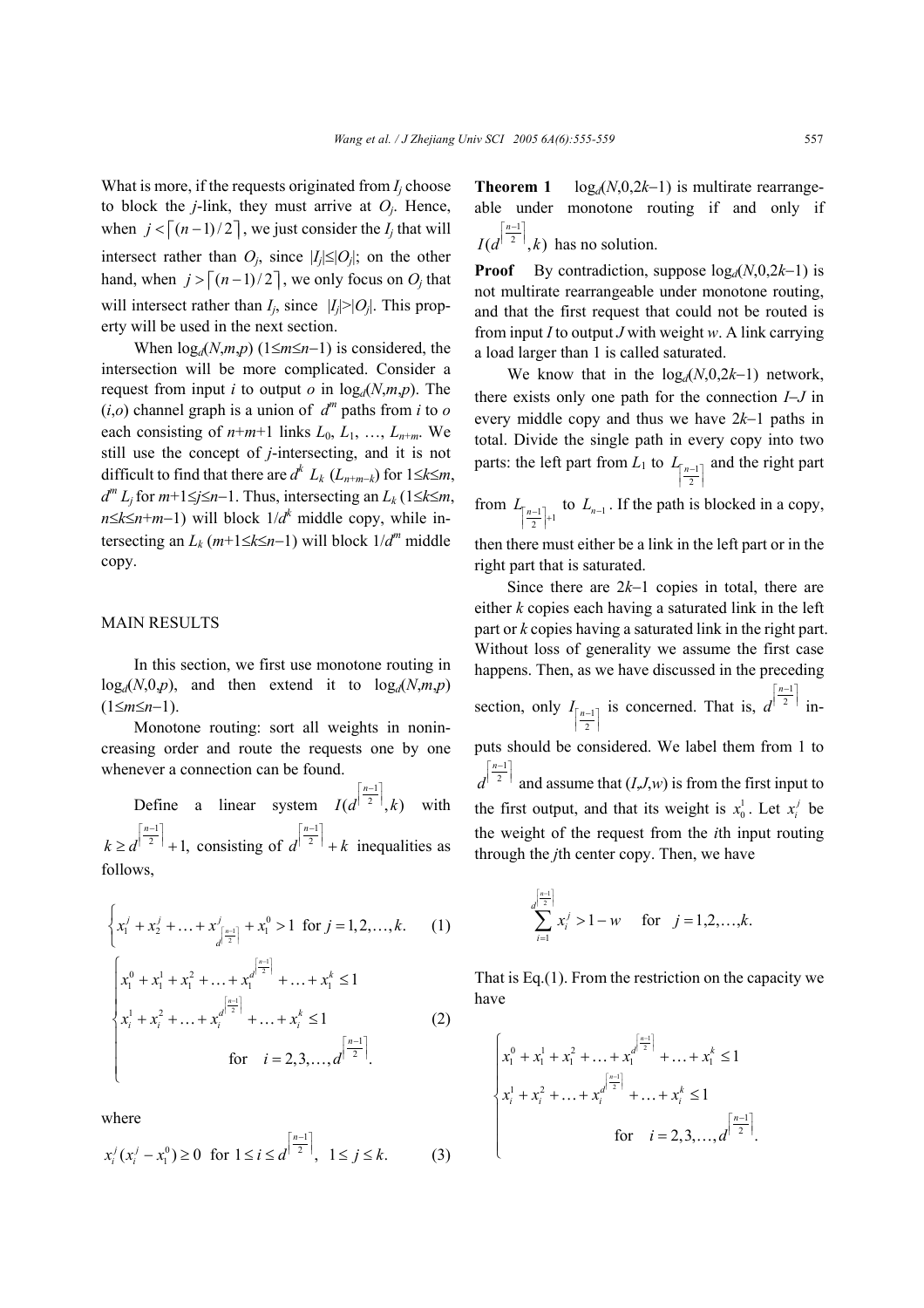What is more, if the requests originated from $I_j$ choose to block the $j$-link, they must arrive at $O_j$. Hence, when $j < \lceil (n-1)/2 \rceil$, we just consider the $I_j$ that will intersect rather than $O_j$, since $|I_j| \le |O_j|$; on the other hand, when $j > \lceil (n-1)/2 \rceil$, we only focus on $O_j$ that will intersect rather than $I_j$, since $|I_j| > |O_j|$. This property will be used in the next section.

When $\log_d(N,m,p)$ ($1 \le m \le n-1$) is considered, the intersection will be more complicated. Consider a request from input $i$ to output $o$ in $\log_d(N,m,p)$. The $(i,o)$ channel graph is a union of $d^m$ paths from $i$ to $o$ each consisting of $n+m+1$ links $L_0, L_1, \ldots, L_{n+m}$. We still use the concept of $j$-intersecting, and it is not difficult to find that there are $d^k$ $L_k$ ($L_{n+m-k}$) for $1 \le k \le m$, $d^m$ $L_j$ for $m+1 \le j \le n-1$. Thus, intersecting an $L_k$ ($1 \le k \le m$, $n \le k \le n+m-1$) will block $1/d^k$ middle copy, while intersecting an $L_k$ ($m+1 \le k \le n-1$) will block $1/d^m$ middle copy.

## MAIN RESULTS

In this section, we first use monotone routing in $\log_d(N,0,p)$, and then extend it to $\log_d(N,m,p)$ ($1 \le m \le n-1$).

Monotone routing: sort all weights in nonincreasing order and route the requests one by one whenever a connection can be found.

Define a linear system $I(d^{\lceil \frac{n-1}{2} \rceil}, k)$ with $k \ge d^{\lceil \frac{n-1}{2} \rceil} + 1$, consisting of $d^{\lceil \frac{n-1}{2} \rceil} + k$ inequalities as follows,

$$\left\{ x_1^j + x_2^j + \ldots + x_{d^{\lceil \frac{n-1}{2} \rceil}}^j + x_1^0 > 1 \quad \text{for } j = 1, 2, \ldots, k. \right. \tag{1}$$

$$\begin{cases} x_1^0 + x_1^1 + x_1^2 + \ldots + x_1^{d^{\lceil \frac{n-1}{2} \rceil}} + \ldots + x_1^k \le 1 \\ x_i^1 + x_i^2 + \ldots + x_i^{d^{\lceil \frac{n-1}{2} \rceil}} + \ldots + x_i^k \le 1 \\ \qquad \text{for} \quad i = 2, 3, \ldots, d^{\lceil \frac{n-1}{2} \rceil}. \end{cases} \tag{2}$$

where

$$x_i^j (x_i^j - x_1^0) \ge 0 \quad \text{for } 1 \le i \le d^{\lceil \frac{n-1}{2} \rceil},\ 1 \le j \le k. \tag{3}$$

**Theorem 1** $\log_d(N,0,2k-1)$ is multirate rearrangeable under monotone routing if and only if $I(d^{\lceil \frac{n-1}{2} \rceil}, k)$ has no solution.

**Proof** By contradiction, suppose $\log_d(N,0,2k-1)$ is not multirate rearrangeable under monotone routing, and that the first request that could not be routed is from input $I$ to output $J$ with weight $w$. A link carrying a load larger than 1 is called saturated.

We know that in the $\log_d(N,0,2k-1)$ network, there exists only one path for the connection $I$–$J$ in every middle copy and thus we have $2k-1$ paths in total. Divide the single path in every copy into two parts: the left part from $L_1$ to $L_{\lceil \frac{n-1}{2} \rceil}$ and the right part from $L_{\lceil \frac{n-1}{2} \rceil + 1}$ to $L_{n-1}$. If the path is blocked in a copy, then there must either be a link in the left part or in the right part that is saturated.

Since there are $2k-1$ copies in total, there are either $k$ copies each having a saturated link in the left part or $k$ copies having a saturated link in the right part. Without loss of generality we assume the first case happens. Then, as we have discussed in the preceding section, only $I_{\lceil \frac{n-1}{2} \rceil}$ is concerned. That is, $d^{\lceil \frac{n-1}{2} \rceil}$ inputs should be considered. We label them from 1 to $d^{\lceil \frac{n-1}{2} \rceil}$ and assume that $(I,J,w)$ is from the first input to the first output, and that its weight is $x_0^1$. Let $x_i^j$ be the weight of the request from the $i$th input routing through the $j$th center copy. Then, we have

$$\sum_{i=1}^{d^{\lceil \frac{n-1}{2} \rceil}} x_i^j > 1 - w \quad \text{for} \quad j = 1, 2, \ldots, k.$$

That is Eq.(1). From the restriction on the capacity we have

$$\begin{cases} x_1^0 + x_1^1 + x_1^2 + \ldots + x_1^{d^{\lceil \frac{n-1}{2} \rceil}} + \ldots + x_1^k \le 1 \\ x_i^1 + x_i^2 + \ldots + x_i^{d^{\lceil \frac{n-1}{2} \rceil}} + \ldots + x_i^k \le 1 \\ \qquad \text{for} \quad i = 2, 3, \ldots, d^{\lceil \frac{n-1}{2} \rceil}. \end{cases}$$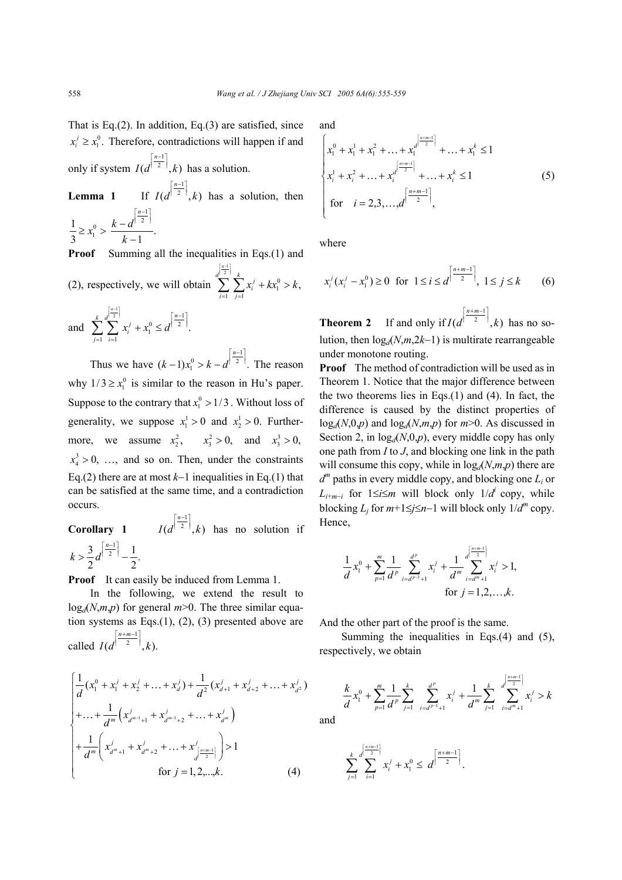That is Eq.(2). In addition, Eq.(3) are satisfied, since $x_i^j \geq x_1^0$. Therefore, contradictions will happen if and only if system $I(d^{\left\lceil \frac{n-1}{2} \right\rceil}, k)$ has a solution.

**Lemma 1** If $I(d^{\left\lceil \frac{n-1}{2} \right\rceil}, k)$ has a solution, then $\frac{1}{3} \geq x_1^0 > \frac{k - d^{\left\lceil \frac{n-1}{2} \right\rceil}}{k-1}$.

**Proof** Summing all the inequalities in Eqs.(1) and (2), respectively, we will obtain $\sum_{i=1}^{d^{\left\lceil \frac{n-1}{2} \right\rceil}} \sum_{j=1}^{k} x_i^j + kx_1^0 > k$, and $\sum_{j=1}^{k} \sum_{i=1}^{d^{\left\lceil \frac{n-1}{2} \right\rceil}} x_i^j + x_1^0 \leq d^{\left\lceil \frac{n-1}{2} \right\rceil}$.

Thus we have $(k-1)x_1^0 > k - d^{\left\lceil \frac{n-1}{2} \right\rceil}$. The reason why $1/3 \geq x_1^0$ is similar to the reason in Hu's paper. Suppose to the contrary that $x_1^0 > 1/3$. Without loss of generality, we suppose $x_1^1 > 0$ and $x_2^1 > 0$. Furthermore, we assume $x_2^2$, $x_3^2 > 0$, and $x_3^3 > 0$, $x_4^3 > 0$, …, and so on. Then, under the constraints Eq.(2) there are at most $k-1$ inequalities in Eq.(1) that can be satisfied at the same time, and a contradiction occurs.

**Corollary 1** $I(d^{\left\lceil \frac{n-1}{2} \right\rceil}, k)$ has no solution if $k > \frac{3}{2} d^{\left\lceil \frac{n-1}{2} \right\rceil} - \frac{1}{2}$.

**Proof** It can easily be induced from Lemma 1.

In the following, we extend the result to $\log_d(N,m,p)$ for general $m>0$. The three similar equation systems as Eqs.(1), (2), (3) presented above are called $I(d^{\left\lceil \frac{n+m-1}{2} \right\rceil}, k)$.

$$
\begin{cases}
\frac{1}{d}(x_1^0 + x_1^j + x_2^j + \ldots + x_d^j) + \frac{1}{d^2}(x_{d+1}^j + x_{d+2}^j + \ldots + x_{d^2}^j) \\
+ \ldots + \frac{1}{d^m}\left(x_{d^{m-1}+1}^j + x_{d^{m-1}+2}^j + \ldots + x_{d^m}^j\right) \\
+ \frac{1}{d^m}\left(x_{d^m+1}^j + x_{d^m+2}^j + \ldots + x_{d^{\left\lceil \frac{n+m-1}{2} \right\rceil}}^j\right) > 1 \\
\text{for } j = 1,2,\ldots,k.
\end{cases} \tag{4}
$$

and

$$
\begin{cases}
x_1^0 + x_1^1 + x_1^2 + \ldots + x_1^{d^{\left\lceil \frac{n+m-1}{2} \right\rceil}} + \ldots + x_1^k \leq 1 \\
x_i^1 + x_i^2 + \ldots + x_i^{d^{\left\lceil \frac{n+m-1}{2} \right\rceil}} + \ldots + x_i^k \leq 1 \\
\text{for } i = 2,3,\ldots,d^{\left\lceil \frac{n+m-1}{2} \right\rceil},
\end{cases} \tag{5}
$$

where

$$
x_i^j (x_i^j - x_1^0) \geq 0 \;\; \text{for } 1 \leq i \leq d^{\left\lceil \frac{n+m-1}{2} \right\rceil},\; 1 \leq j \leq k \tag{6}
$$

**Theorem 2** If and only if $I(d^{\left\lceil \frac{n+m-1}{2} \right\rceil}, k)$ has no solution, then $\log_d(N,m,2k-1)$ is multirate rearrangeable under monotone routing.

**Proof** The method of contradiction will be used as in Theorem 1. Notice that the major difference between the two theorems lies in Eqs.(1) and (4). In fact, the difference is caused by the distinct properties of $\log_d(N,0,p)$ and $\log_d(N,m,p)$ for $m>0$. As discussed in Section 2, in $\log_d(N,0,p)$, every middle copy has only one path from $I$ to $J$, and blocking one link in the path will consume this copy, while in $\log_d(N,m,p)$ there are $d^m$ paths in every middle copy, and blocking one $L_i$ or $L_{i+m-i}$ for $1 \leq i \leq m$ will block only $1/d^i$ copy, while blocking $L_j$ for $m+1 \leq j \leq n-1$ will block only $1/d^m$ copy. Hence,

$$
\frac{1}{d}x_1^0 + \sum_{p=1}^{m} \frac{1}{d^p} \sum_{i=d^{p-1}+1}^{d^p} x_i^j + \frac{1}{d^m} \sum_{i=d^m+1}^{d^{\left\lceil \frac{n+m-1}{2} \right\rceil}} x_i^j > 1, \quad \text{for } j = 1,2,\ldots,k.
$$

And the other part of the proof is the same.

Summing the inequalities in Eqs.(4) and (5), respectively, we obtain

$$
\frac{k}{d}x_1^0 + \sum_{p=1}^{m} \frac{1}{d^p} \sum_{j=1}^{k} \sum_{i=d^{p-1}+1}^{d^p} x_i^j + \frac{1}{d^m} \sum_{j=1}^{k} \sum_{i=d^m+1}^{d^{\left\lceil \frac{n+m-1}{2} \right\rceil}} x_i^j > k
$$

and

$$
\sum_{j=1}^{k} \sum_{i=1}^{d^{\left\lceil \frac{n+m-1}{2} \right\rceil}} x_i^j + x_1^0 \leq d^{\left\lceil \frac{n+m-1}{2} \right\rceil}.
$$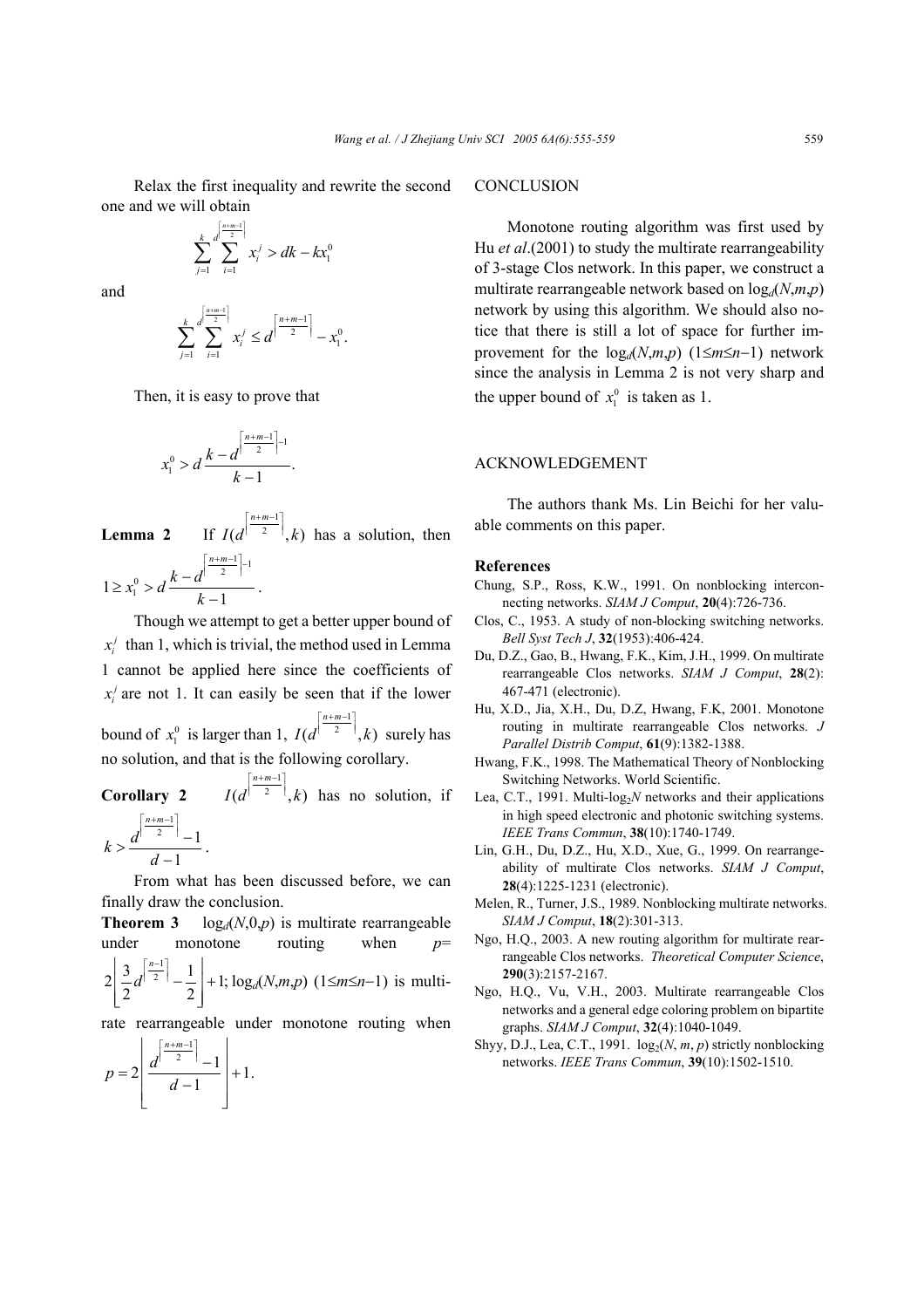Relax the first inequality and rewrite the second one and we will obtain

$$\sum_{j=1}^{k}\sum_{i=1}^{d^{\left\lceil \frac{n+m-1}{2} \right\rceil}} x_i^j > dk - kx_1^0$$

and

$$\sum_{j=1}^{k}\sum_{i=1}^{d^{\left\lceil \frac{n+m-1}{2} \right\rceil}} x_i^j \le d^{\left\lceil \frac{n+m-1}{2} \right\rceil} - x_1^0.$$

Then, it is easy to prove that

$$x_1^0 > d\frac{k - d^{\left\lceil \frac{n+m-1}{2} \right\rceil - 1}}{k-1}.$$

**Lemma 2** If $I(d^{\left\lceil \frac{n+m-1}{2} \right\rceil}, k)$ has a solution, then $1 \ge x_1^0 > d\frac{k - d^{\left\lceil \frac{n+m-1}{2} \right\rceil - 1}}{k-1}$.

Though we attempt to get a better upper bound of $x_i^j$ than 1, which is trivial, the method used in Lemma 1 cannot be applied here since the coefficients of $x_i^j$ are not 1. It can easily be seen that if the lower bound of $x_1^0$ is larger than 1, $I(d^{\left\lceil \frac{n+m-1}{2} \right\rceil}, k)$ surely has no solution, and that is the following corollary.

**Corollary 2** $I(d^{\left\lceil \frac{n+m-1}{2} \right\rceil}, k)$ has no solution, if $k > \frac{d^{\left\lceil \frac{n+m-1}{2} \right\rceil} - 1}{d-1}$.

From what has been discussed before, we can finally draw the conclusion.

**Theorem 3** $\log_d(N,0,p)$ is multirate rearrangeable under monotone routing when $p = 2\left\lfloor \frac{3}{2}d^{\left\lceil \frac{n-1}{2} \right\rceil} - \frac{1}{2} \right\rfloor + 1$; $\log_d(N,m,p)$ $(1 \le m \le n-1)$ is multirate rearrangeable under monotone routing when $p = 2\left\lfloor \frac{d^{\left\lceil \frac{n+m-1}{2} \right\rceil} - 1}{d-1} \right\rfloor + 1.$

## CONCLUSION

Monotone routing algorithm was first used by Hu *et al*.(2001) to study the multirate rearrangeability of 3-stage Clos network. In this paper, we construct a multirate rearrangeable network based on $\log_d(N,m,p)$ network by using this algorithm. We should also notice that there is still a lot of space for further improvement for the $\log_d(N,m,p)$ $(1 \le m \le n-1)$ network since the analysis in Lemma 2 is not very sharp and the upper bound of $x_1^0$ is taken as 1.

## ACKNOWLEDGEMENT

The authors thank Ms. Lin Beichi for her valuable comments on this paper.

## References

Chung, S.P., Ross, K.W., 1991. On nonblocking interconnecting networks. *SIAM J Comput*, **20**(4):726-736.

Clos, C., 1953. A study of non-blocking switching networks. *Bell Syst Tech J*, **32**(1953):406-424.

Du, D.Z., Gao, B., Hwang, F.K., Kim, J.H., 1999. On multirate rearrangeable Clos networks. *SIAM J Comput*, **28**(2): 467-471 (electronic).

Hu, X.D., Jia, X.H., Du, D.Z, Hwang, F.K, 2001. Monotone routing in multirate rearrangeable Clos networks. *J Parallel Distrib Comput*, **61**(9):1382-1388.

Hwang, F.K., 1998. The Mathematical Theory of Nonblocking Switching Networks. World Scientific.

Lea, C.T., 1991. Multi-$\log_2 N$ networks and their applications in high speed electronic and photonic switching systems. *IEEE Trans Commun*, **38**(10):1740-1749.

Lin, G.H., Du, D.Z., Hu, X.D., Xue, G., 1999. On rearrangeability of multirate Clos networks. *SIAM J Comput*, **28**(4):1225-1231 (electronic).

Melen, R., Turner, J.S., 1989. Nonblocking multirate networks. *SIAM J Comput*, **18**(2):301-313.

Ngo, H.Q., 2003. A new routing algorithm for multirate rearrangeable Clos networks. *Theoretical Computer Science*, **290**(3):2157-2167.

Ngo, H.Q., Vu, V.H., 2003. Multirate rearrangeable Clos networks and a general edge coloring problem on bipartite graphs. *SIAM J Comput*, **32**(4):1040-1049.

Shyy, D.J., Lea, C.T., 1991. $\log_2(N, m, p)$ strictly nonblocking networks. *IEEE Trans Commun*, **39**(10):1502-1510.